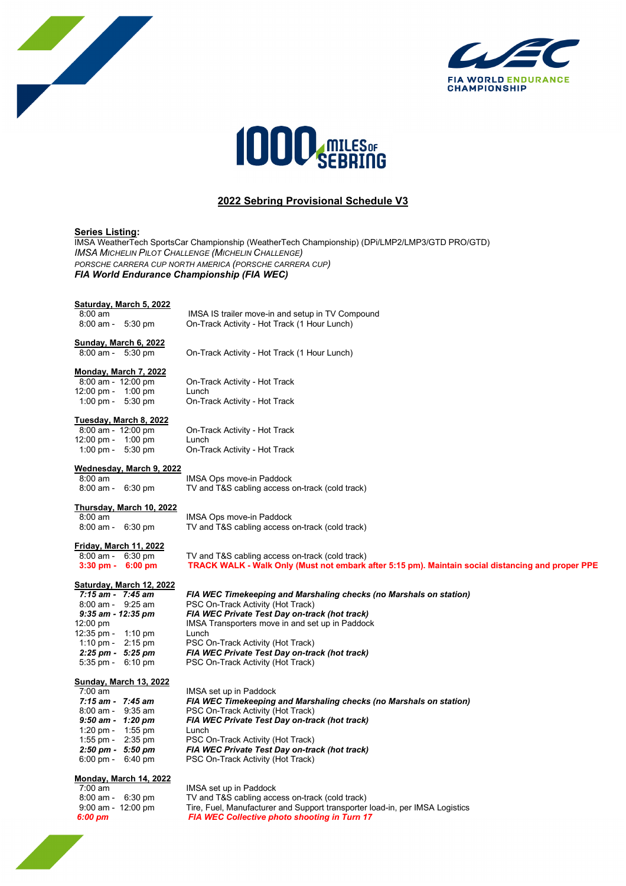## 2022 Sebring Provisional Schedule V3

**Series Listing:**

IMSA WeatherTech SportsCar Championship (WeatherTech Championship) (DPi/LMP2/LMP3/GTD PRO/GTD)
*IMSA MICHELIN PILOT CHALLENGE (MICHELIN CHALLENGE)*
*PORSCHE CARRERA CUP NORTH AMERICA (PORSCHE CARRERA CUP)*
***FIA World Endurance Championship (FIA WEC)***

**Saturday, March 5, 2022**

| | |
|---|---|
| 8:00 am | IMSA IS trailer move-in and setup in TV Compound |
| 8:00 am - 5:30 pm | On-Track Activity - Hot Track (1 Hour Lunch) |

**Sunday, March 6, 2022**

| | |
|---|---|
| 8:00 am - 5:30 pm | On-Track Activity - Hot Track (1 Hour Lunch) |

**Monday, March 7, 2022**

| | |
|---|---|
| 8:00 am - 12:00 pm | On-Track Activity - Hot Track |
| 12:00 pm - 1:00 pm | Lunch |
| 1:00 pm - 5:30 pm | On-Track Activity - Hot Track |

**Tuesday, March 8, 2022**

| | |
|---|---|
| 8:00 am - 12:00 pm | On-Track Activity - Hot Track |
| 12:00 pm - 1:00 pm | Lunch |
| 1:00 pm - 5:30 pm | On-Track Activity - Hot Track |

**Wednesday, March 9, 2022**

| | |
|---|---|
| 8:00 am | IMSA Ops move-in Paddock |
| 8:00 am - 6:30 pm | TV and T&S cabling access on-track (cold track) |

**Thursday, March 10, 2022**

| | |
|---|---|
| 8:00 am | IMSA Ops move-in Paddock |
| 8:00 am - 6:30 pm | TV and T&S cabling access on-track (cold track) |

**Friday, March 11, 2022**

| | |
|---|---|
| 8:00 am - 6:30 pm | TV and T&S cabling access on-track (cold track) |
| **3:30 pm - 6:00 pm** | **TRACK WALK - Walk Only (Must not embark after 5:15 pm). Maintain social distancing and proper PPE** |

**Saturday, March 12, 2022**

| | |
|---|---|
| ***7:15 am - 7:45 am*** | ***FIA WEC Timekeeping and Marshaling checks (no Marshals on station)*** |
| 8:00 am - 9:25 am | PSC On-Track Activity (Hot Track) |
| ***9:35 am - 12:35 pm*** | ***FIA WEC Private Test Day on-track (hot track)*** |
| 12:00 pm | IMSA Transporters move in and set up in Paddock |
| 12:35 pm - 1:10 pm | Lunch |
| 1:10 pm - 2:15 pm | PSC On-Track Activity (Hot Track) |
| ***2:25 pm - 5:25 pm*** | ***FIA WEC Private Test Day on-track (hot track)*** |
| 5:35 pm - 6:10 pm | PSC On-Track Activity (Hot Track) |

**Sunday, March 13, 2022**

| | |
|---|---|
| 7:00 am | IMSA set up in Paddock |
| ***7:15 am - 7:45 am*** | ***FIA WEC Timekeeping and Marshaling checks (no Marshals on station)*** |
| 8:00 am - 9:35 am | PSC On-Track Activity (Hot Track) |
| ***9:50 am - 1:20 pm*** | ***FIA WEC Private Test Day on-track (hot track)*** |
| 1:20 pm - 1:55 pm | Lunch |
| 1:55 pm - 2:35 pm | PSC On-Track Activity (Hot Track) |
| ***2:50 pm - 5:50 pm*** | ***FIA WEC Private Test Day on-track (hot track)*** |
| 6:00 pm - 6:40 pm | PSC On-Track Activity (Hot Track) |

**Monday, March 14, 2022**

| | |
|---|---|
| 7:00 am | IMSA set up in Paddock |
| 8:00 am - 6:30 pm | TV and T&S cabling access on-track (cold track) |
| 9:00 am - 12:00 pm | Tire, Fuel, Manufacturer and Support transporter load-in, per IMSA Logistics |
| ***6:00 pm*** | ***FIA WEC Collective photo shooting in Turn 17*** |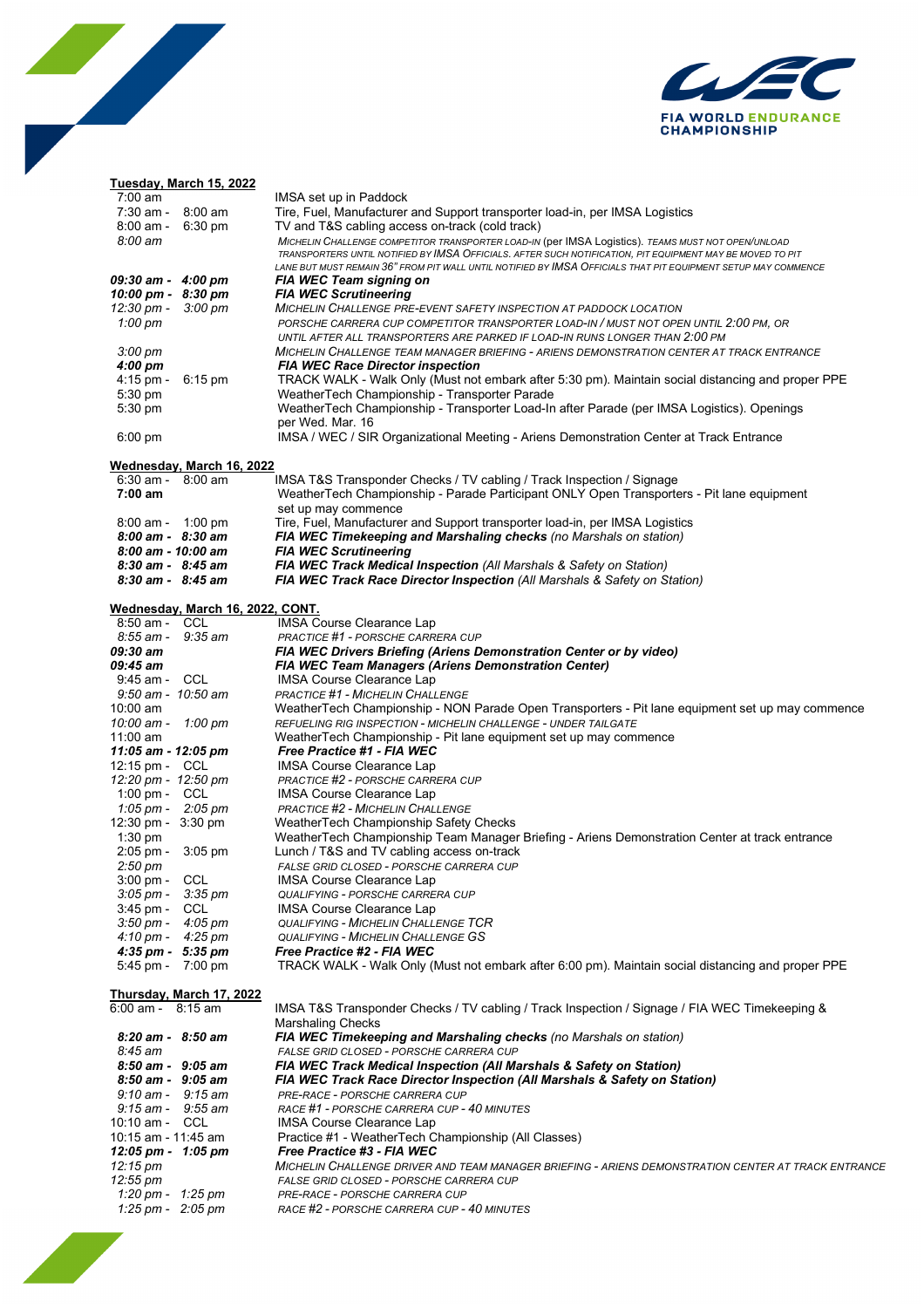**Tuesday, March 15, 2022**

| | |
|---|---|
| 7:00 am | IMSA set up in Paddock |
| 7:30 am - 8:00 am | Tire, Fuel, Manufacturer and Support transporter load-in, per IMSA Logistics |
| 8:00 am - 6:30 pm | TV and T&S cabling access on-track (cold track) |
| *8:00 am* | *MICHELIN CHALLENGE COMPETITOR TRANSPORTER LOAD-IN (per IMSA Logistics). TEAMS MUST NOT OPEN/UNLOAD TRANSPORTERS UNTIL NOTIFIED BY IMSA OFFICIALS. AFTER SUCH NOTIFICATION, PIT EQUIPMENT MAY BE MOVED TO PIT LANE BUT MUST REMAIN 36" FROM PIT WALL UNTIL NOTIFIED BY IMSA OFFICIALS THAT PIT EQUIPMENT SETUP MAY COMMENCE* |
| ***09:30 am - 4:00 pm*** | ***FIA WEC Team signing on*** |
| ***10:00 pm - 8:30 pm*** | ***FIA WEC Scrutineering*** |
| *12:30 pm - 3:00 pm* | *MICHELIN CHALLENGE PRE-EVENT SAFETY INSPECTION AT PADDOCK LOCATION* |
| *1:00 pm* | *PORSCHE CARRERA CUP COMPETITOR TRANSPORTER LOAD-IN / MUST NOT OPEN UNTIL 2:00 PM, OR UNTIL AFTER ALL TRANSPORTERS ARE PARKED IF LOAD-IN RUNS LONGER THAN 2:00 PM* |
| *3:00 pm* | *MICHELIN CHALLENGE TEAM MANAGER BRIEFING - ARIENS DEMONSTRATION CENTER AT TRACK ENTRANCE* |
| ***4:00 pm*** | ***FIA WEC Race Director inspection*** |
| 4:15 pm - 6:15 pm | TRACK WALK - Walk Only (Must not embark after 5:30 pm). Maintain social distancing and proper PPE |
| 5:30 pm | WeatherTech Championship - Transporter Parade |
| 5:30 pm | WeatherTech Championship - Transporter Load-In after Parade (per IMSA Logistics). Openings per Wed. Mar. 16 |
| 6:00 pm | IMSA / WEC / SIR Organizational Meeting - Ariens Demonstration Center at Track Entrance |

**Wednesday, March 16, 2022**

| | |
|---|---|
| 6:30 am - 8:00 am | IMSA T&S Transponder Checks / TV cabling / Track Inspection / Signage |
| **7:00 am** | WeatherTech Championship - Parade Participant ONLY Open Transporters - Pit lane equipment set up may commence |
| 8:00 am - 1:00 pm | Tire, Fuel, Manufacturer and Support transporter load-in, per IMSA Logistics |
| ***8:00 am - 8:30 am*** | ***FIA WEC Timekeeping and Marshaling checks*** *(no Marshals on station)* |
| ***8:00 am - 10:00 am*** | ***FIA WEC Scrutineering*** |
| ***8:30 am - 8:45 am*** | ***FIA WEC Track Medical Inspection*** *(All Marshals & Safety on Station)* |
| ***8:30 am - 8:45 am*** | ***FIA WEC Track Race Director Inspection*** *(All Marshals & Safety on Station)* |

**Wednesday, March 16, 2022, CONT.**

| | |
|---|---|
| 8:50 am - CCL | IMSA Course Clearance Lap |
| *8:55 am - 9:35 am* | *PRACTICE #1 - PORSCHE CARRERA CUP* |
| ***09:30 am*** | ***FIA WEC Drivers Briefing (Ariens Demonstration Center or by video)*** |
| ***09:45 am*** | ***FIA WEC Team Managers (Ariens Demonstration Center)*** |
| 9:45 am - CCL | IMSA Course Clearance Lap |
| *9:50 am - 10:50 am* | *PRACTICE #1 - MICHELIN CHALLENGE* |
| 10:00 am | WeatherTech Championship - NON Parade Open Transporters - Pit lane equipment set up may commence |
| *10:00 am - 1:00 pm* | *REFUELING RIG INSPECTION - MICHELIN CHALLENGE - UNDER TAILGATE* |
| 11:00 am | WeatherTech Championship - Pit lane equipment set up may commence |
| ***11:05 am - 12:05 pm*** | ***Free Practice #1 - FIA WEC*** |
| 12:15 pm - CCL | IMSA Course Clearance Lap |
| *12:20 pm - 12:50 pm* | *PRACTICE #2 - PORSCHE CARRERA CUP* |
| 1:00 pm - CCL | IMSA Course Clearance Lap |
| *1:05 pm - 2:05 pm* | *PRACTICE #2 - MICHELIN CHALLENGE* |
| 12:30 pm - 3:30 pm | WeatherTech Championship Safety Checks |
| 1:30 pm | WeatherTech Championship Team Manager Briefing - Ariens Demonstration Center at track entrance |
| 2:05 pm - 3:05 pm | Lunch / T&S and TV cabling access on-track |
| *2:50 pm* | *FALSE GRID CLOSED - PORSCHE CARRERA CUP* |
| 3:00 pm - CCL | IMSA Course Clearance Lap |
| *3:05 pm - 3:35 pm* | *QUALIFYING - PORSCHE CARRERA CUP* |
| 3:45 pm - CCL | IMSA Course Clearance Lap |
| *3:50 pm - 4:05 pm* | *QUALIFYING - MICHELIN CHALLENGE TCR* |
| *4:10 pm - 4:25 pm* | *QUALIFYING - MICHELIN CHALLENGE GS* |
| ***4:35 pm - 5:35 pm*** | ***Free Practice #2 - FIA WEC*** |
| 5:45 pm - 7:00 pm | TRACK WALK - Walk Only (Must not embark after 6:00 pm). Maintain social distancing and proper PPE |

**Thursday, March 17, 2022**

| | |
|---|---|
| 6:00 am - 8:15 am | IMSA T&S Transponder Checks / TV cabling / Track Inspection / Signage / FIA WEC Timekeeping & Marshaling Checks |
| ***8:20 am - 8:50 am*** | ***FIA WEC Timekeeping and Marshaling checks*** *(no Marshals on station)* |
| *8:45 am* | *FALSE GRID CLOSED - PORSCHE CARRERA CUP* |
| ***8:50 am - 9:05 am*** | ***FIA WEC Track Medical Inspection (All Marshals & Safety on Station)*** |
| ***8:50 am - 9:05 am*** | ***FIA WEC Track Race Director Inspection (All Marshals & Safety on Station)*** |
| *9:10 am - 9:15 am* | *PRE-RACE - PORSCHE CARRERA CUP* |
| *9:15 am - 9:55 am* | *RACE #1 - PORSCHE CARRERA CUP - 40 MINUTES* |
| 10:10 am - CCL | IMSA Course Clearance Lap |
| 10:15 am - 11:45 am | Practice #1 - WeatherTech Championship (All Classes) |
| ***12:05 pm - 1:05 pm*** | ***Free Practice #3 - FIA WEC*** |
| *12:15 pm* | *MICHELIN CHALLENGE DRIVER AND TEAM MANAGER BRIEFING - ARIENS DEMONSTRATION CENTER AT TRACK ENTRANCE* |
| *12:55 pm* | *FALSE GRID CLOSED - PORSCHE CARRERA CUP* |
| *1:20 pm - 1:25 pm* | *PRE-RACE - PORSCHE CARRERA CUP* |
| *1:25 pm - 2:05 pm* | *RACE #2 - PORSCHE CARRERA CUP - 40 MINUTES* |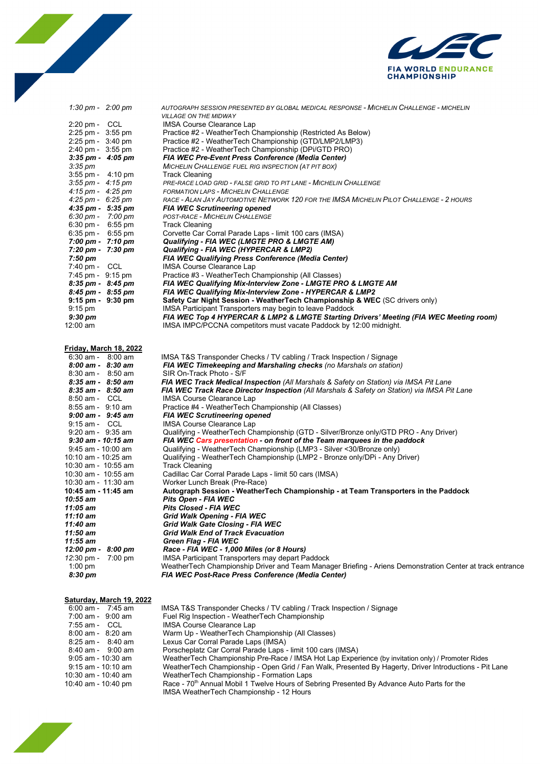| | |
|---|---|
| *1:30 pm - 2:00 pm* | *AUTOGRAPH SESSION PRESENTED BY GLOBAL MEDICAL RESPONSE - MICHELIN CHALLENGE - MICHELIN VILLAGE ON THE MIDWAY* |
| 2:20 pm - CCL | IMSA Course Clearance Lap |
| 2:25 pm - 3:55 pm | Practice #2 - WeatherTech Championship (Restricted As Below) |
| 2:25 pm - 3:40 pm | Practice #2 - WeatherTech Championship (GTD/LMP2/LMP3) |
| 2:40 pm - 3:55 pm | Practice #2 - WeatherTech Championship (DPi/GTD PRO) |
| ***3:35 pm - 4:05 pm*** | ***FIA WEC Pre-Event Press Conference (Media Center)*** |
| *3:35 pm* | *MICHELIN CHALLENGE FUEL RIG INSPECTION (AT PIT BOX)* |
| 3:55 pm - 4:10 pm | Track Cleaning |
| *3:55 pm - 4:15 pm* | *PRE-RACE LOAD GRID - FALSE GRID TO PIT LANE - MICHELIN CHALLENGE* |
| *4:15 pm - 4:25 pm* | *FORMATION LAPS - MICHELIN CHALLENGE* |
| *4:25 pm - 6:25 pm* | *RACE - ALAN JAY AUTOMOTIVE NETWORK 120 FOR THE IMSA MICHELIN PILOT CHALLENGE - 2 HOURS* |
| ***4:35 pm - 5:35 pm*** | ***FIA WEC Scrutineering opened*** |
| *6:30 pm - 7:00 pm* | *POST-RACE - MICHELIN CHALLENGE* |
| 6:30 pm - 6:55 pm | Track Cleaning |
| 6:35 pm - 6:55 pm | Corvette Car Corral Parade Laps - limit 100 cars (IMSA) |
| ***7:00 pm - 7:10 pm*** | ***Qualifying - FIA WEC (LMGTE PRO & LMGTE AM)*** |
| ***7:20 pm - 7:30 pm*** | ***Qualifying - FIA WEC (HYPERCAR & LMP2)*** |
| ***7:50 pm*** | ***FIA WEC Qualifying Press Conference (Media Center)*** |
| 7:40 pm - CCL | IMSA Course Clearance Lap |
| 7:45 pm - 9:15 pm | Practice #3 - WeatherTech Championship (All Classes) |
| ***8:35 pm - 8:45 pm*** | ***FIA WEC Qualifying Mix-Interview Zone - LMGTE PRO & LMGTE AM*** |
| ***8:45 pm - 8:55 pm*** | ***FIA WEC Qualifying Mix-Interview Zone - HYPERCAR & LMP2*** |
| **9:15 pm - 9:30 pm** | **Safety Car Night Session - WeatherTech Championship & WEC** (SC drivers only) |
| 9:15 pm | IMSA Participant Transporters may begin to leave Paddock |
| ***9:30 pm*** | ***FIA WEC Top 4 HYPERCAR & LMP2 & LMGTE Starting Drivers' Meeting (FIA WEC Meeting room)*** |
| 12:00 am | IMSA IMPC/PCCNA competitors must vacate Paddock by 12:00 midnight. |

**Friday, March 18, 2022**

| | |
|---|---|
| 6:30 am - 8:00 am | IMSA T&S Transponder Checks / TV cabling / Track Inspection / Signage |
| ***8:00 am - 8:30 am*** | ***FIA WEC Timekeeping and Marshaling checks*** *(no Marshals on station)* |
| 8:30 am - 8:50 am | SIR On-Track Photo - S/F |
| ***8:35 am - 8:50 am*** | ***FIA WEC Track Medical Inspection*** *(All Marshals & Safety on Station) via IMSA Pit Lane* |
| ***8:35 am - 8:50 am*** | ***FIA WEC Track Race Director Inspection*** *(All Marshals & Safety on Station) via IMSA Pit Lane* |
| 8:50 am - CCL | IMSA Course Clearance Lap |
| 8:55 am - 9:10 am | Practice #4 - WeatherTech Championship (All Classes) |
| ***9:00 am - 9:45 am*** | ***FIA WEC Scrutineering opened*** |
| 9:15 am - CCL | IMSA Course Clearance Lap |
| 9:20 am - 9:35 am | Qualifying - WeatherTech Championship (GTD - Silver/Bronze only/GTD PRO - Any Driver) |
| ***9:30 am - 10:15 am*** | ***FIA WEC Cars presentation - on front of the Team marquees in the paddock*** |
| 9:45 am - 10:00 am | Qualifying - WeatherTech Championship (LMP3 - Silver <30/Bronze only) |
| 10:10 am - 10:25 am | Qualifying - WeatherTech Championship (LMP2 - Bronze only/DPi - Any Driver) |
| 10:30 am - 10:55 am | Track Cleaning |
| 10:30 am - 10:55 am | Cadillac Car Corral Parade Laps - limit 50 cars (IMSA) |
| 10:30 am - 11:30 am | Worker Lunch Break (Pre-Race) |
| **10:45 am - 11:45 am** | **Autograph Session - WeatherTech Championship - at Team Transporters in the Paddock** |
| ***10:55 am*** | ***Pits Open - FIA WEC*** |
| ***11:05 am*** | ***Pits Closed - FIA WEC*** |
| ***11:10 am*** | ***Grid Walk Opening - FIA WEC*** |
| ***11:40 am*** | ***Grid Walk Gate Closing - FIA WEC*** |
| ***11:50 am*** | ***Grid Walk End of Track Evacuation*** |
| ***11:55 am*** | ***Green Flag - FIA WEC*** |
| ***12:00 pm - 8:00 pm*** | ***Race - FIA WEC - 1,000 Miles (or 8 Hours)*** |
| 12:30 pm - 7:00 pm | IMSA Participant Transporters may depart Paddock |
| 1:00 pm | WeatherTech Championship Driver and Team Manager Briefing - Ariens Demonstration Center at track entrance |
| ***8:30 pm*** | ***FIA WEC Post-Race Press Conference (Media Center)*** |

**Saturday, March 19, 2022**

| | |
|---|---|
| 6:00 am - 7:45 am | IMSA T&S Transponder Checks / TV cabling / Track Inspection / Signage |
| 7:00 am - 9:00 am | Fuel Rig Inspection - WeatherTech Championship |
| 7:55 am - CCL | IMSA Course Clearance Lap |
| 8:00 am - 8:20 am | Warm Up - WeatherTech Championship (All Classes) |
| 8:25 am - 8:40 am | Lexus Car Corral Parade Laps (IMSA) |
| 8:40 am - 9:00 am | Porscheplatz Car Corral Parade Laps - limit 100 cars (IMSA) |
| 9:05 am - 10:30 am | WeatherTech Championship Pre-Race / IMSA Hot Lap Experience (by invitation only) / Promoter Rides |
| 9:15 am - 10:10 am | WeatherTech Championship - Open Grid / Fan Walk, Presented By Hagerty, Driver Introductions - Pit Lane |
| 10:30 am - 10:40 am | WeatherTech Championship - Formation Laps |
| 10:40 am - 10:40 pm | Race - 70th Annual Mobil 1 Twelve Hours of Sebring Presented By Advance Auto Parts for the IMSA WeatherTech Championship - 12 Hours |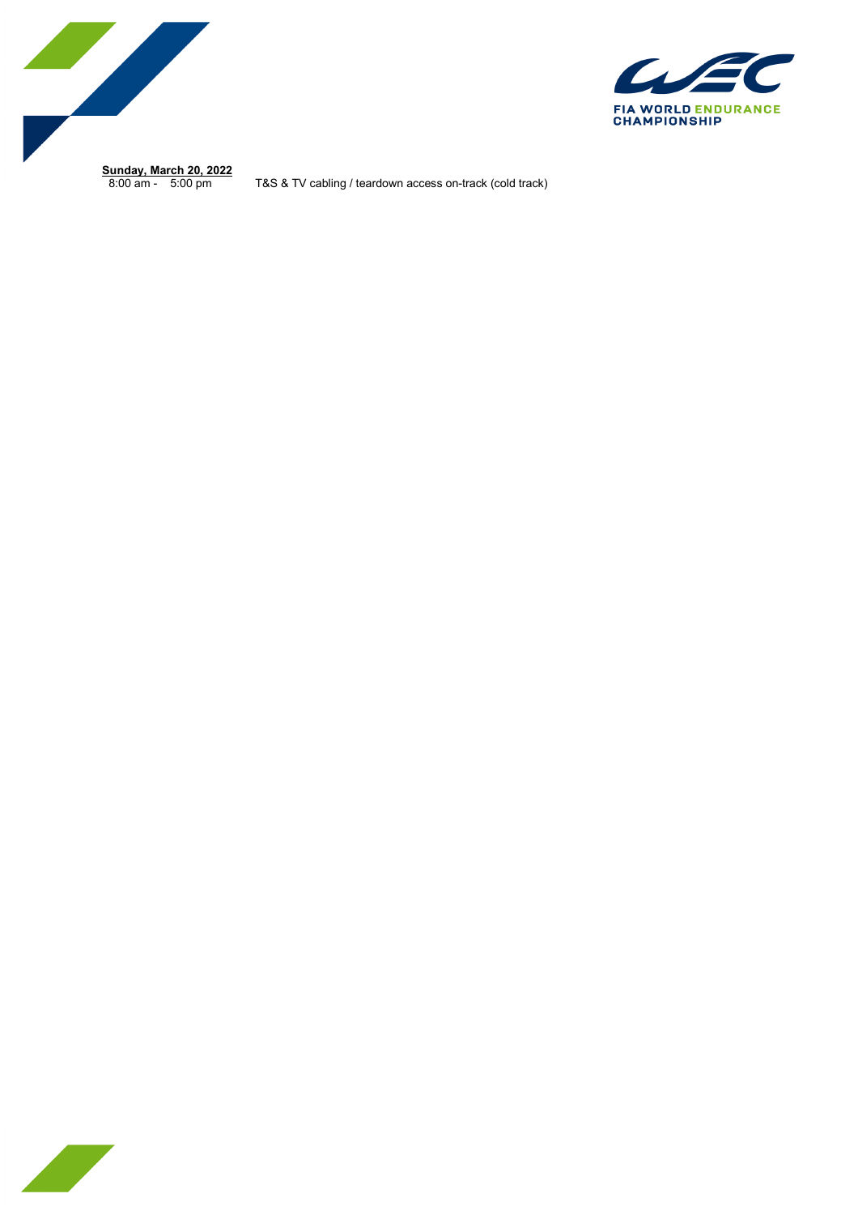**Sunday, March 20, 2022**

| | |
|---|---|
| 8:00 am - 5:00 pm | T&S & TV cabling / teardown access on-track (cold track) |